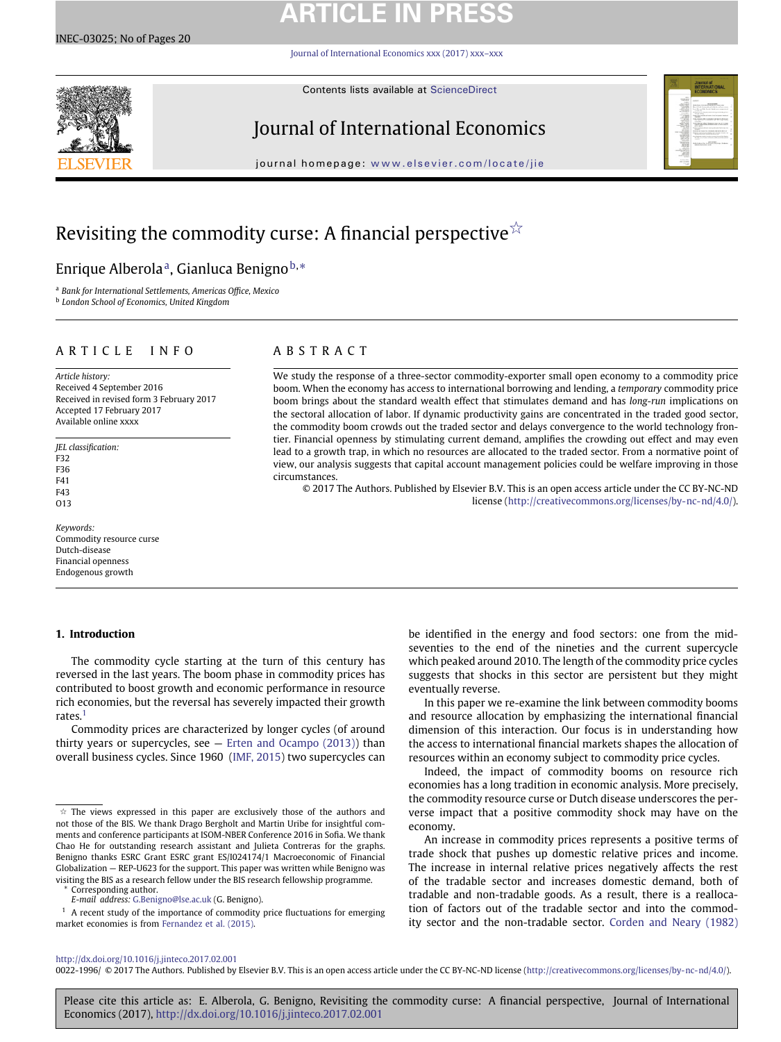# Revisiting the commodity curse: A financial perspective[☆]

Enrique Alberola[a], Gianluca Benigno[b,*]

[a] Bank for International Settlements, Americas Office, Mexico

[b] London School of Economics, United Kingdom

## ARTICLE INFO

*Article history:*
Received 4 September 2016
Received in revised form 3 February 2017
Accepted 17 February 2017
Available online xxxx

*JEL classification:*
F32
F36
F41
F43
O13

*Keywords:*
Commodity resource curse
Dutch-disease
Financial openness
Endogenous growth

## ABSTRACT

We study the response of a three-sector commodity-exporter small open economy to a commodity price boom. When the economy has access to international borrowing and lending, a *temporary* commodity price boom brings about the standard wealth effect that stimulates demand and has *long-run* implications on the sectoral allocation of labor. If dynamic productivity gains are concentrated in the traded good sector, the commodity boom crowds out the traded sector and delays convergence to the world technology frontier. Financial openness by stimulating current demand, amplifies the crowding out effect and may even lead to a growth trap, in which no resources are allocated to the traded sector. From a normative point of view, our analysis suggests that capital account management policies could be welfare improving in those circumstances.

© 2017 The Authors. Published by Elsevier B.V. This is an open access article under the CC BY-NC-ND license (http://creativecommons.org/licenses/by-nc-nd/4.0/).

## 1. Introduction

The commodity cycle starting at the turn of this century has reversed in the last years. The boom phase in commodity prices has contributed to boost growth and economic performance in resource rich economies, but the reversal has severely impacted their growth rates.[1]

Commodity prices are characterized by longer cycles (of around thirty years or supercycles, see — Erten and Ocampo (2013)) than overall business cycles. Since 1960 (IMF, 2015) two supercycles can be identified in the energy and food sectors: one from the mid-seventies to the end of the nineties and the current supercycle which peaked around 2010. The length of the commodity price cycles suggests that shocks in this sector are persistent but they might eventually reverse.

In this paper we re-examine the link between commodity booms and resource allocation by emphasizing the international financial dimension of this interaction. Our focus is in understanding how the access to international financial markets shapes the allocation of resources within an economy subject to commodity price cycles.

Indeed, the impact of commodity booms on resource rich economies has a long tradition in economic analysis. More precisely, the commodity resource curse or Dutch disease underscores the perverse impact that a positive commodity shock may have on the economy.

An increase in commodity prices represents a positive terms of trade shock that pushes up domestic relative prices and income. The increase in internal relative prices negatively affects the rest of the tradable sector and increases domestic demand, both of tradable and non-tradable goods. As a result, there is a reallocation of factors out of the tradable sector and into the commodity sector and the non-tradable sector. Corden and Neary (1982)

---

☆ The views expressed in this paper are exclusively those of the authors and not those of the BIS. We thank Drago Bergholt and Martin Uribe for insightful comments and conference participants at ISOM-NBER Conference 2016 in Sofia. We thank Chao He for outstanding research assistant and Julieta Contreras for the graphs. Benigno thanks ESRC Grant ESRC grant ES/I024174/1 Macroeconomic of Financial Globalization — REP-U623 for the support. This paper was written while Benigno was visiting the BIS as a research fellow under the BIS research fellowship programme.

\* Corresponding author.
*E-mail address:* G.Benigno@lse.ac.uk (G. Benigno).

[1] A recent study of the importance of commodity price fluctuations for emerging market economies is from Fernandez et al. (2015).

http://dx.doi.org/10.1016/j.jinteco.2017.02.001
0022-1996/ © 2017 The Authors. Published by Elsevier B.V. This is an open access article under the CC BY-NC-ND license (http://creativecommons.org/licenses/by-nc-nd/4.0/).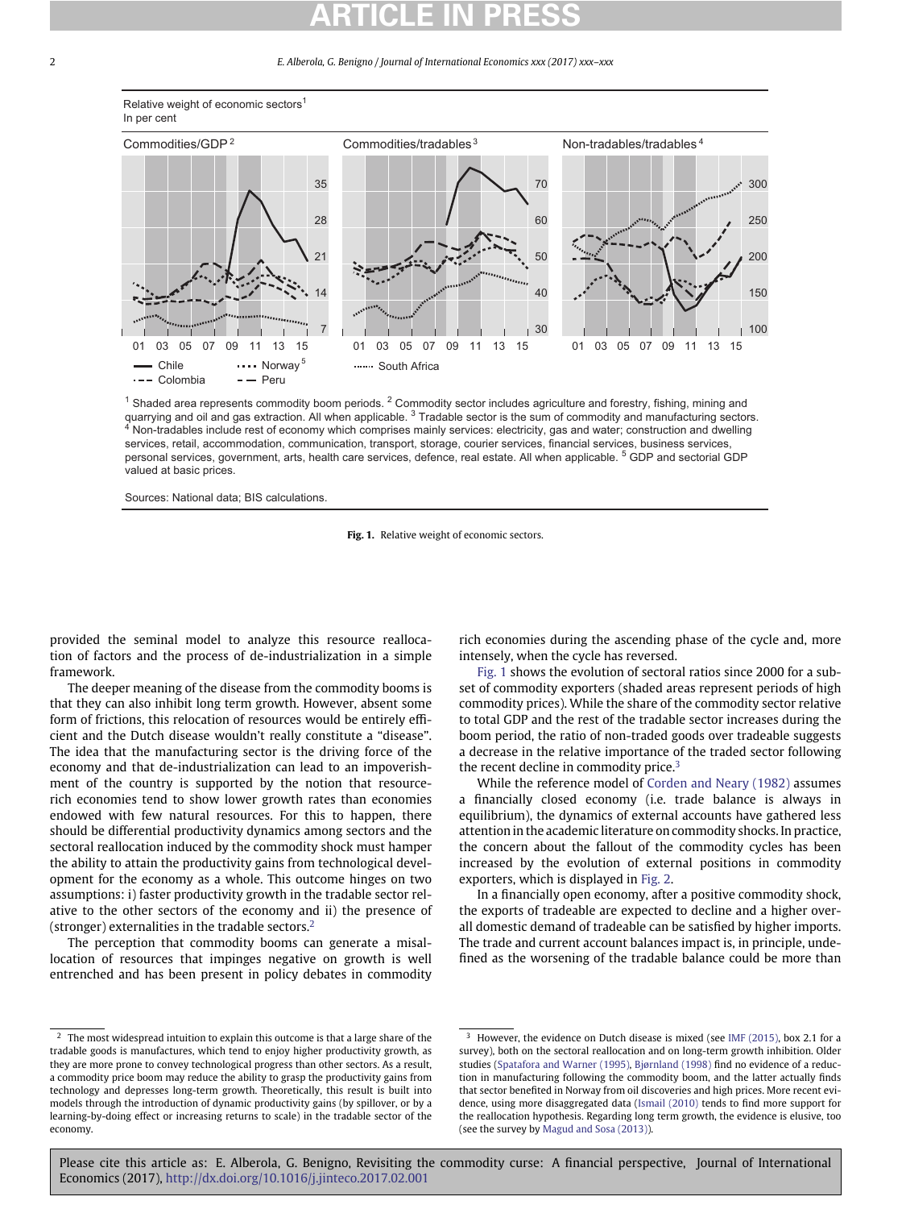Relative weight of economic sectors[1]
In per cent

Commodities/GDP[2] | Commodities/tradables[3] | Non-tradables/tradables[4]

— Chile ···· Norway[5] - - - Colombia — — Peru ······ South Africa

[1] Shaded area represents commodity boom periods. [2] Commodity sector includes agriculture and forestry, fishing, mining and quarrying and oil and gas extraction. All when applicable. [3] Tradable sector is the sum of commodity and manufacturing sectors. [4] Non-tradables include rest of economy which comprises mainly services: electricity, gas and water; construction and dwelling services, retail, accommodation, communication, transport, storage, courier services, financial services, business services, personal services, government, arts, health care services, defence, real estate. All when applicable. [5] GDP and sectorial GDP valued at basic prices.

Sources: National data; BIS calculations.

**Fig. 1.** Relative weight of economic sectors.

provided the seminal model to analyze this resource reallocation of factors and the process of de-industrialization in a simple framework.

The deeper meaning of the disease from the commodity booms is that they can also inhibit long term growth. However, absent some form of frictions, this relocation of resources would be entirely efficient and the Dutch disease wouldn't really constitute a "disease". The idea that the manufacturing sector is the driving force of the economy and that de-industrialization can lead to an impoverishment of the country is supported by the notion that resource-rich economies tend to show lower growth rates than economies endowed with few natural resources. For this to happen, there should be differential productivity dynamics among sectors and the sectoral reallocation induced by the commodity shock must hamper the ability to attain the productivity gains from technological development for the economy as a whole. This outcome hinges on two assumptions: i) faster productivity growth in the tradable sector relative to the other sectors of the economy and ii) the presence of (stronger) externalities in the tradable sectors.[2]

The perception that commodity booms can generate a misallocation of resources that impinges negative on growth is well entrenched and has been present in policy debates in commodity rich economies during the ascending phase of the cycle and, more intensely, when the cycle has reversed.

Fig. 1 shows the evolution of sectoral ratios since 2000 for a subset of commodity exporters (shaded areas represent periods of high commodity prices). While the share of the commodity sector relative to total GDP and the rest of the tradable sector increases during the boom period, the ratio of non-traded goods over tradeable suggests a decrease in the relative importance of the traded sector following the recent decline in commodity price.[3]

While the reference model of Corden and Neary (1982) assumes a financially closed economy (i.e. trade balance is always in equilibrium), the dynamics of external accounts have gathered less attention in the academic literature on commodity shocks. In practice, the concern about the fallout of the commodity cycles has been increased by the evolution of external positions in commodity exporters, which is displayed in Fig. 2.

In a financially open economy, after a positive commodity shock, the exports of tradeable are expected to decline and a higher overall domestic demand of tradeable can be satisfied by higher imports. The trade and current account balances impact is, in principle, undefined as the worsening of the tradable balance could be more than

[2] The most widespread intuition to explain this outcome is that a large share of the tradable goods is manufactures, which tend to enjoy higher productivity growth, as they are more prone to convey technological progress than other sectors. As a result, a commodity price boom may reduce the ability to grasp the productivity gains from technology and depresses long-term growth. Theoretically, this result is built into models through the introduction of dynamic productivity gains (by spillover, or by a learning-by-doing effect or increasing returns to scale) in the tradable sector of the economy.

[3] However, the evidence on Dutch disease is mixed (see IMF (2015), box 2.1 for a survey), both on the sectoral reallocation and on long-term growth inhibition. Older studies (Spatafora and Warner (1995), Bjørnland (1998) find no evidence of a reduction in manufacturing following the commodity boom, and the latter actually finds that sector benefited in Norway from oil discoveries and high prices. More recent evidence, using more disaggregated data (Ismail (2010) tends to find more support for the reallocation hypothesis. Regarding long term growth, the evidence is elusive, too (see the survey by Magud and Sosa (2013)).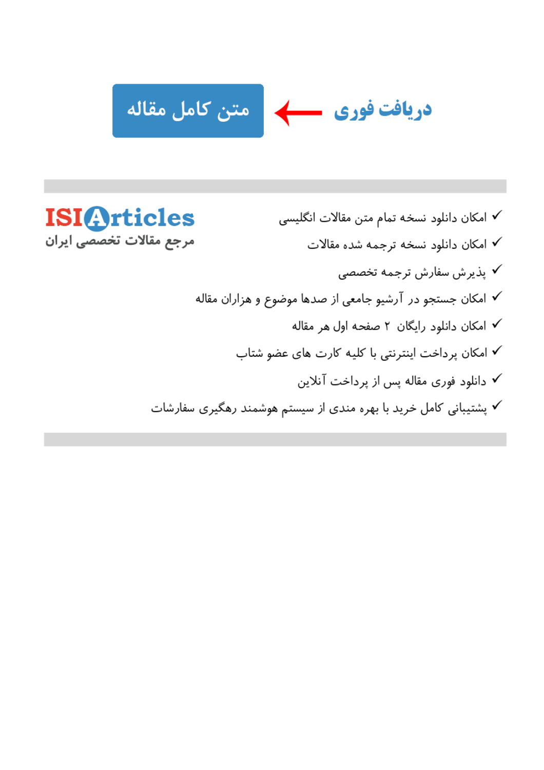دریافت فوری ← متن کامل مقاله

ISIArticles

مرجع مقالات تخصصی ایران

- ✓ امکان دانلود نسخه تمام متن مقالات انگلیسی
- ✓ امکان دانلود نسخه ترجمه شده مقالات
- ✓ پذیرش سفارش ترجمه تخصصی
- ✓ امکان جستجو در آرشیو جامعی از صدها موضوع و هزاران مقاله
- ✓ امکان دانلود رایگان ۲ صفحه اول هر مقاله
- ✓ امکان پرداخت اینترنتی با کلیه کارت های عضو شتاب
- ✓ دانلود فوری مقاله پس از پرداخت آنلاین
- ✓ پشتیبانی کامل خرید با بهره مندی از سیستم هوشمند رهگیری سفارشات